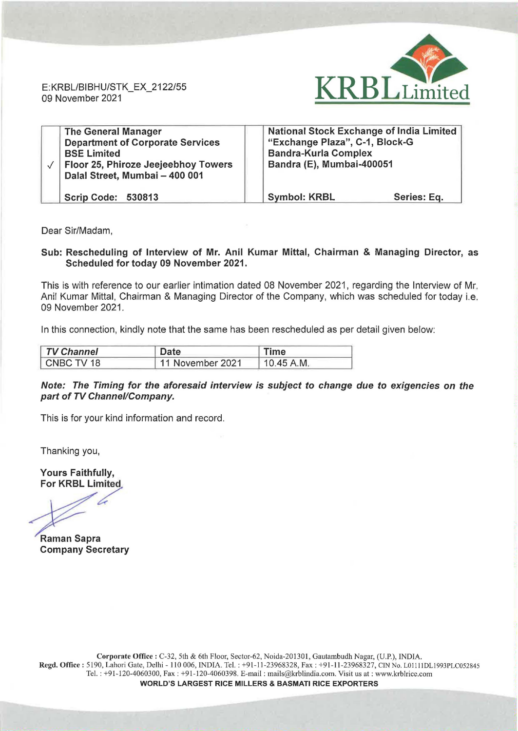E:KRBL/BIBHU/STK_EX_2122/55
09 November 2021

KRBL Limited

| ✓ | The General Manager<br>Department of Corporate Services<br>BSE Limited<br>Floor 25, Phiroze Jeejeebhoy Towers<br>Dalal Street, Mumbai – 400 001 | National Stock Exchange of India Limited<br>"Exchange Plaza", C-1, Block-G<br>Bandra-Kurla Complex<br>Bandra (E), Mumbai-400051 | |
|---|---|---|---|
| | **Scrip Code: 530813** | **Symbol: KRBL** | **Series: Eq.** |

Dear Sir/Madam,

**Sub: Rescheduling of Interview of Mr. Anil Kumar Mittal, Chairman & Managing Director, as Scheduled for today 09 November 2021.**

This is with reference to our earlier intimation dated 08 November 2021, regarding the Interview of Mr. Anil Kumar Mittal, Chairman & Managing Director of the Company, which was scheduled for today i.e. 09 November 2021.

In this connection, kindly note that the same has been rescheduled as per detail given below:

| *TV Channel* | Date | Time |
|---|---|---|
| CNBC TV 18 | 11 November 2021 | 10.45 A.M. |

***Note: The Timing for the aforesaid interview is subject to change due to exigencies on the part of TV Channel/Company.***

This is for your kind information and record.

Thanking you,

**Yours Faithfully,**
**For KRBL Limited**

**Raman Sapra**
**Company Secretary**

**Corporate Office :** C-32, 5th & 6th Floor, Sector-62, Noida-201301, Gautambudh Nagar, (U.P.), INDIA.
**Regd. Office :** 5190, Lahori Gate, Delhi - 110 006, INDIA. Tel. : +91-11-23968328, Fax : +91-11-23968327, CIN No. L01111DL1993PLC052845
Tel. : +91-120-4060300, Fax : +91-120-4060398. E-mail : mails@krblindia.com. Visit us at : www.krblrice.com
**WORLD'S LARGEST RICE MILLERS & BASMATI RICE EXPORTERS**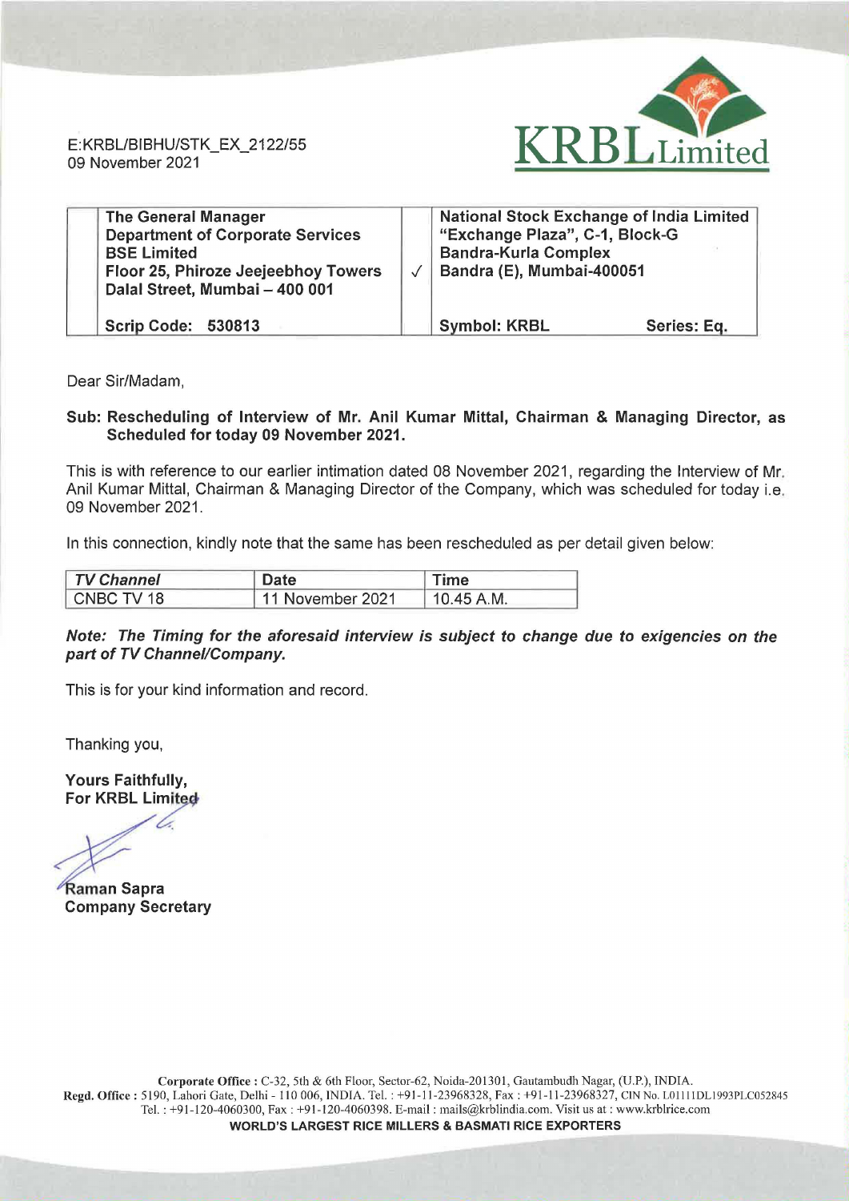E:KRBL/BIBHU/STK_EX_2122/55
09 November 2021

KRBL Limited

| | | |
|---|---|---|
| **The General Manager**<br>**Department of Corporate Services**<br>**BSE Limited**<br>**Floor 25, Phiroze Jeejeebhoy Towers**<br>**Dalal Street, Mumbai – 400 001** | √ | **National Stock Exchange of India Limited**<br>**"Exchange Plaza", C-1, Block-G**<br>**Bandra-Kurla Complex**<br>**Bandra (E), Mumbai-400051** |
| **Scrip Code: 530813** | | **Symbol: KRBL Series: Eq.** |

Dear Sir/Madam,

**Sub: Rescheduling of Interview of Mr. Anil Kumar Mittal, Chairman & Managing Director, as Scheduled for today 09 November 2021.**

This is with reference to our earlier intimation dated 08 November 2021, regarding the Interview of Mr. Anil Kumar Mittal, Chairman & Managing Director of the Company, which was scheduled for today i.e. 09 November 2021.

In this connection, kindly note that the same has been rescheduled as per detail given below:

| *TV Channel* | Date | Time |
|---|---|---|
| CNBC TV 18 | 11 November 2021 | 10.45 A.M. |

***Note: The Timing for the aforesaid interview is subject to change due to exigencies on the part of TV Channel/Company.***

This is for your kind information and record.

Thanking you,

**Yours Faithfully,**
**For KRBL Limited**

**Raman Sapra**
**Company Secretary**

**Corporate Office :** C-32, 5th & 6th Floor, Sector-62, Noida-201301, Gautambudh Nagar, (U.P.), INDIA.
**Regd. Office :** 5190, Lahori Gate, Delhi - 110 006, INDIA. Tel. : +91-11-23968328, Fax : +91-11-23968327, CIN No. L01111DL1993PLC052845
Tel. : +91-120-4060300, Fax : +91-120-4060398. E-mail : mails@krblindia.com. Visit us at : www.krblrice.com
**WORLD'S LARGEST RICE MILLERS & BASMATI RICE EXPORTERS**